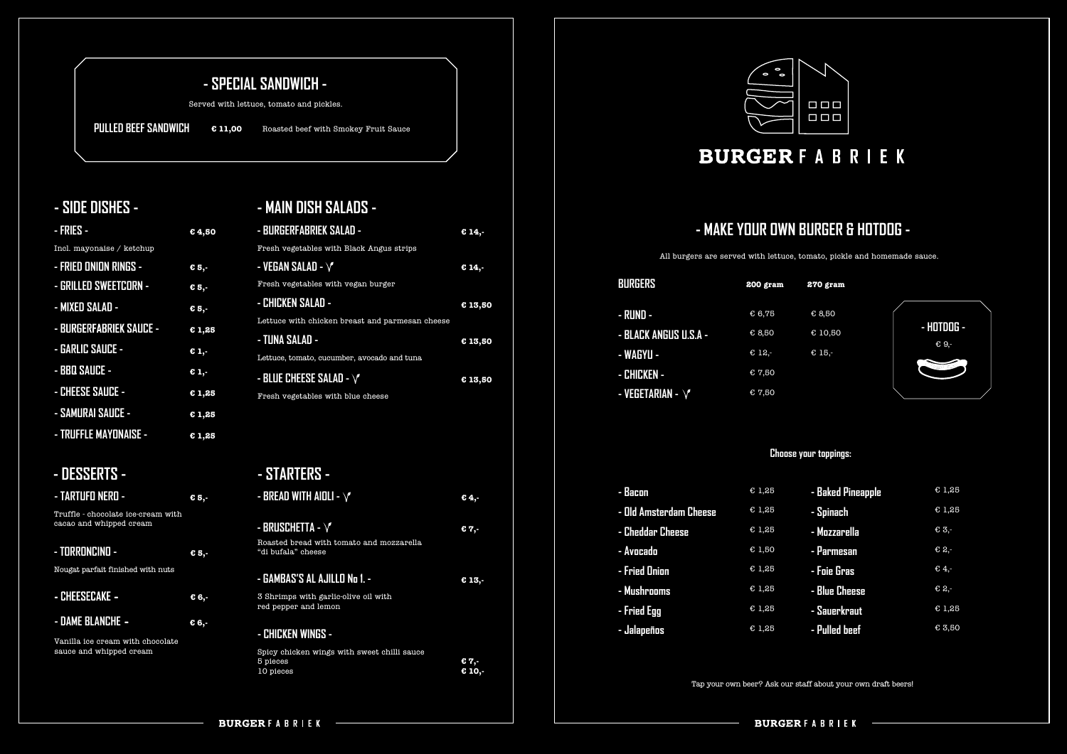## - SPECIAL SANDWICH -

Served with lettuce, tomato and pickles.

**PULLED BEEF SANDWICH** € 11,00 — Roasted beef with Smokey Fruit Sauce

## - SIDE DISHES -

| Item | Price |
|---|---|
| - FRIES - (Incl. mayonaise / ketchup) | € 4,50 |
| - FRIED ONION RINGS - | € 5,- |
| - GRILLED SWEETCORN - | € 5,- |
| - MIXED SALAD - | € 5,- |
| - BURGERFABRIEK SAUCE - | € 1,25 |
| - GARLIC SAUCE - | € 1,- |
| - BBQ SAUCE - | € 1,- |
| - CHEESE SAUCE - | € 1,25 |
| - SAMURAI SAUCE - | € 1,25 |
| - TRUFFLE MAYONAISE - | € 1,25 |

## - MAIN DISH SALADS -

| Item | Price |
|---|---|
| - BURGERFABRIEK SALAD - (Fresh vegetables with Black Angus strips) | € 14,- |
| - VEGAN SALAD - (Fresh vegetables with vegan burger) | € 14,- |
| - CHICKEN SALAD - (Lettuce with chicken breast and parmesan cheese) | € 13,50 |
| - TUNA SALAD - (Lettuce, tomato, cucumber, avocado and tuna) | € 13,50 |
| - BLUE CHEESE SALAD - (Fresh vegetables with blue cheese) | € 13,50 |

## - DESSERTS -

| Item | Price |
|---|---|
| - TARTUFO NERO - (Truffle - chocolate ice-cream with cacao and whipped cream) | € 5,- |
| - TORRONCINO - (Nougat parfait finished with nuts) | € 5,- |
| - CHEESECAKE - | € 6,- |
| - DAME BLANCHE - (Vanilla ice cream with chocolate sauce and whipped cream) | € 6,- |

## - STARTERS -

| Item | Price |
|---|---|
| - BREAD WITH AIOLI - | € 4,- |
| - BRUSCHETTA - (Roasted bread with tomato and mozzarella "di bufala" cheese) | € 7,- |
| - GAMBAS'S AL AJILLO No 1. - (3 Shrimps with garlic-olive oil with red pepper and lemon) | € 13,- |
| - CHICKEN WINGS - (Spicy chicken wings with sweet chilli sauce) 5 pieces | € 7,- |
| 10 pieces | € 10,- |

# BURGERFABRIEK

## - MAKE YOUR OWN BURGER & HOTDOG -

All burgers are served with lettuce, tomato, pickle and homemade sauce.

| BURGERS | 200 gram | 270 gram |
|---|---|---|
| - RUND - | € 6,75 | € 8,50 |
| - BLACK ANGUS U.S.A - | € 8,50 | € 10,50 |
| - WAGYU - | € 12,- | € 15,- |
| - CHICKEN - | € 7,50 | |
| - VEGETARIAN - | € 7,50 | |

**- HOTDOG -** € 9,-

**Choose your toppings:**

| Topping | Price | Topping | Price |
|---|---|---|---|
| - Bacon | € 1,25 | - Baked Pineapple | € 1,25 |
| - Old Amsterdam Cheese | € 1,25 | - Spinach | € 1,25 |
| - Cheddar Cheese | € 1,25 | - Mozzarella | € 3,- |
| - Avocado | € 1,50 | - Parmesan | € 2,- |
| - Fried Onion | € 1,25 | - Foie Gras | € 4,- |
| - Mushrooms | € 1,25 | - Blue Cheese | € 2,- |
| - Fried Egg | € 1,25 | - Sauerkraut | € 1,25 |
| - Jalapeños | € 1,25 | - Pulled beef | € 3,50 |

Tap your own beer? Ask our staff about your own draft beers!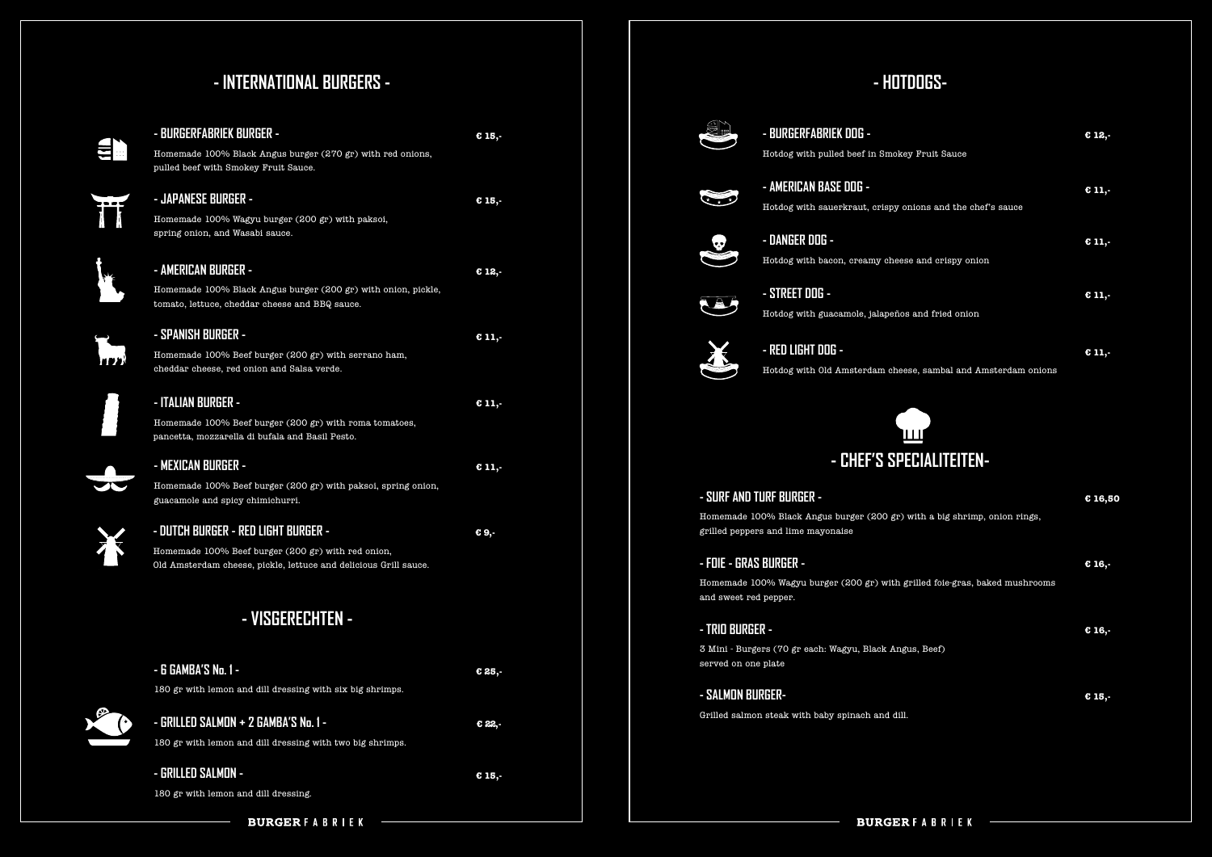## - INTERNATIONAL BURGERS -

### - BURGERFABRIEK BURGER - € 15,-

Homemade 100% Black Angus burger (270 gr) with red onions, pulled beef with Smokey Fruit Sauce.

### - JAPANESE BURGER - € 15,-

Homemade 100% Wagyu burger (200 gr) with paksoi, spring onion, and Wasabi sauce.

### - AMERICAN BURGER - € 12,-

Homemade 100% Black Angus burger (200 gr) with onion, pickle, tomato, lettuce, cheddar cheese and BBQ sauce.

### - SPANISH BURGER - € 11,-

Homemade 100% Beef burger (200 gr) with serrano ham, cheddar cheese, red onion and Salsa verde.

### - ITALIAN BURGER - € 11,-

Homemade 100% Beef burger (200 gr) with roma tomatoes, pancetta, mozzarella di bufala and Basil Pesto.

### - MEXICAN BURGER - € 11,-

Homemade 100% Beef burger (200 gr) with paksoi, spring onion, guacamole and spicy chimichurri.

### - DUTCH BURGER - RED LIGHT BURGER - € 9,-

Homemade 100% Beef burger (200 gr) with red onion, Old Amsterdam cheese, pickle, lettuce and delicious Grill sauce.

## - VISGERECHTEN -

### - 6 GAMBA'S No. 1 - € 25,-

180 gr with lemon and dill dressing with six big shrimps.

### - GRILLED SALMON + 2 GAMBA'S No. 1 - € 22,-

180 gr with lemon and dill dressing with two big shrimps.

### - GRILLED SALMON - € 15,-

180 gr with lemon and dill dressing.

## - HOTDOGS-

### - BURGERFABRIEK DOG - € 12,-

Hotdog with pulled beef in Smokey Fruit Sauce

### - AMERICAN BASE DOG - € 11,-

Hotdog with sauerkraut, crispy onions and the chef's sauce

### - DANGER DOG - € 11,-

Hotdog with bacon, creamy cheese and crispy onion

### - STREET DOG - € 11,-

Hotdog with guacamole, jalapeños and fried onion

### - RED LIGHT DOG - € 11,-

Hotdog with Old Amsterdam cheese, sambal and Amsterdam onions

## - CHEF'S SPECIALITEITEN-

### - SURF AND TURF BURGER - € 16,50

Homemade 100% Black Angus burger (200 gr) with a big shrimp, onion rings, grilled peppers and lime mayonaise

### - FOIE - GRAS BURGER - € 16,-

Homemade 100% Wagyu burger (200 gr) with grilled foie-gras, baked mushrooms and sweet red pepper.

### - TRIO BURGER - € 16,-

3 Mini - Burgers (70 gr each: Wagyu, Black Angus, Beef) served on one plate

### - SALMON BURGER- € 15,-

Grilled salmon steak with baby spinach and dill.